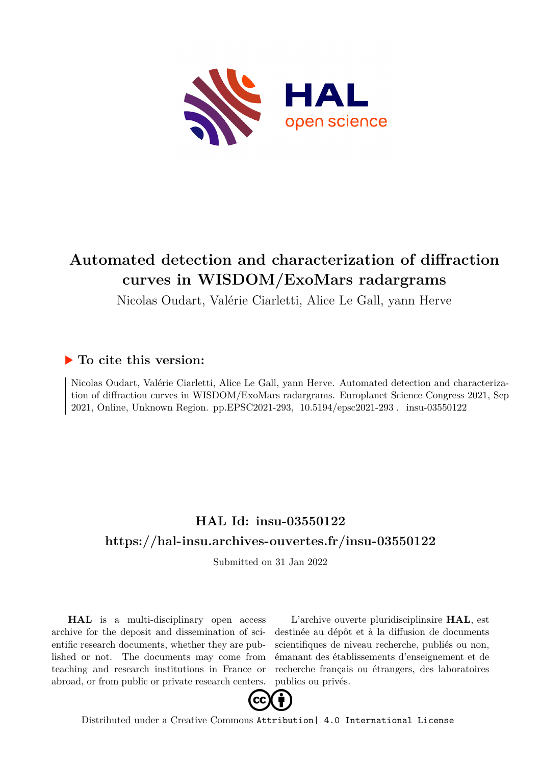# Automated detection and characterization of diffraction curves in WISDOM/ExoMars radargrams

Nicolas Oudart, Valérie Ciarletti, Alice Le Gall, yann Herve

## ▶ To cite this version:

Nicolas Oudart, Valérie Ciarletti, Alice Le Gall, yann Herve. Automated detection and characterization of diffraction curves in WISDOM/ExoMars radargrams. Europlanet Science Congress 2021, Sep 2021, Online, Unknown Region. pp.EPSC2021-293, 10.5194/epsc2021-293 . insu-03550122

## HAL Id: insu-03550122

## https://hal-insu.archives-ouvertes.fr/insu-03550122

Submitted on 31 Jan 2022

**HAL** is a multi-disciplinary open access archive for the deposit and dissemination of scientific research documents, whether they are published or not. The documents may come from teaching and research institutions in France or abroad, or from public or private research centers.

L'archive ouverte pluridisciplinaire **HAL**, est destinée au dépôt et à la diffusion de documents scientifiques de niveau recherche, publiés ou non, émanant des établissements d'enseignement et de recherche français ou étrangers, des laboratoires publics ou privés.

Distributed under a Creative Commons Attribution| 4.0 International License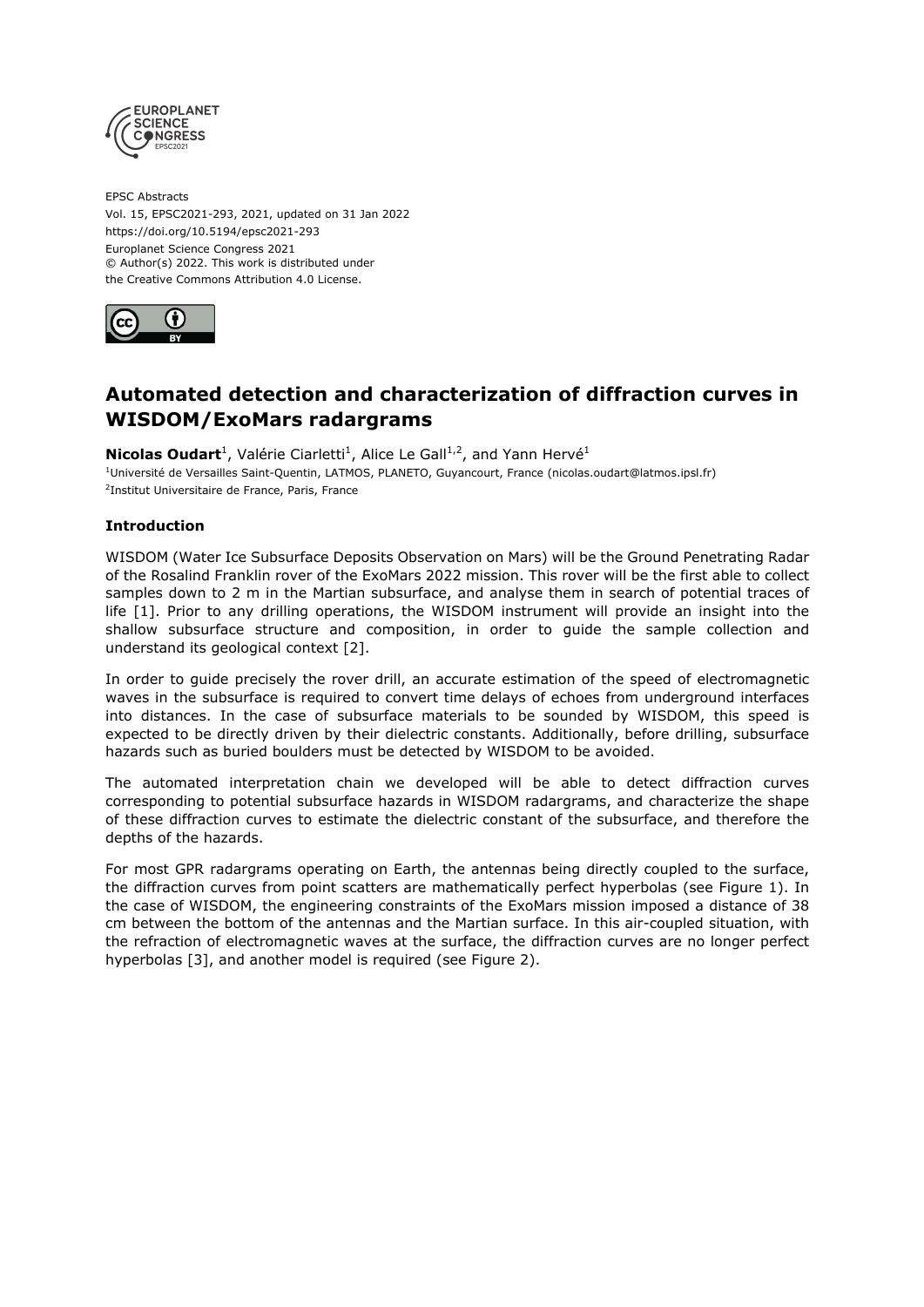EPSC Abstracts
Vol. 15, EPSC2021-293, 2021, updated on 31 Jan 2022
https://doi.org/10.5194/epsc2021-293
Europlanet Science Congress 2021
© Author(s) 2022. This work is distributed under
the Creative Commons Attribution 4.0 License.

# Automated detection and characterization of diffraction curves in WISDOM/ExoMars radargrams

**Nicolas Oudart**[1], Valérie Ciarletti[1], Alice Le Gall[1,2], and Yann Hervé[1]

[1]Université de Versailles Saint-Quentin, LATMOS, PLANETO, Guyancourt, France (nicolas.oudart@latmos.ipsl.fr)
[2]Institut Universitaire de France, Paris, France

### Introduction

WISDOM (Water Ice Subsurface Deposits Observation on Mars) will be the Ground Penetrating Radar of the Rosalind Franklin rover of the ExoMars 2022 mission. This rover will be the first able to collect samples down to 2 m in the Martian subsurface, and analyse them in search of potential traces of life [1]. Prior to any drilling operations, the WISDOM instrument will provide an insight into the shallow subsurface structure and composition, in order to guide the sample collection and understand its geological context [2].

In order to guide precisely the rover drill, an accurate estimation of the speed of electromagnetic waves in the subsurface is required to convert time delays of echoes from underground interfaces into distances. In the case of subsurface materials to be sounded by WISDOM, this speed is expected to be directly driven by their dielectric constants. Additionally, before drilling, subsurface hazards such as buried boulders must be detected by WISDOM to be avoided.

The automated interpretation chain we developed will be able to detect diffraction curves corresponding to potential subsurface hazards in WISDOM radargrams, and characterize the shape of these diffraction curves to estimate the dielectric constant of the subsurface, and therefore the depths of the hazards.

For most GPR radargrams operating on Earth, the antennas being directly coupled to the surface, the diffraction curves from point scatters are mathematically perfect hyperbolas (see Figure 1). In the case of WISDOM, the engineering constraints of the ExoMars mission imposed a distance of 38 cm between the bottom of the antennas and the Martian surface. In this air-coupled situation, with the refraction of electromagnetic waves at the surface, the diffraction curves are no longer perfect hyperbolas [3], and another model is required (see Figure 2).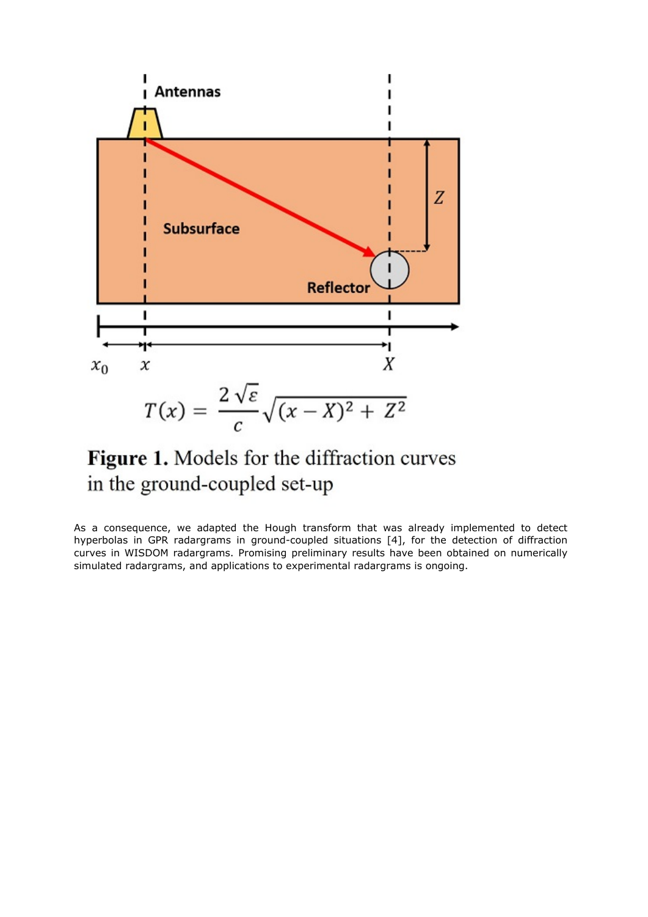$$T(x) = \frac{2\sqrt{\varepsilon}}{c}\sqrt{(x-X)^2 + Z^2}$$

**Figure 1.** Models for the diffraction curves in the ground-coupled set-up

As a consequence, we adapted the Hough transform that was already implemented to detect hyperbolas in GPR radargrams in ground-coupled situations [4], for the detection of diffraction curves in WISDOM radargrams. Promising preliminary results have been obtained on numerically simulated radargrams, and applications to experimental radargrams is ongoing.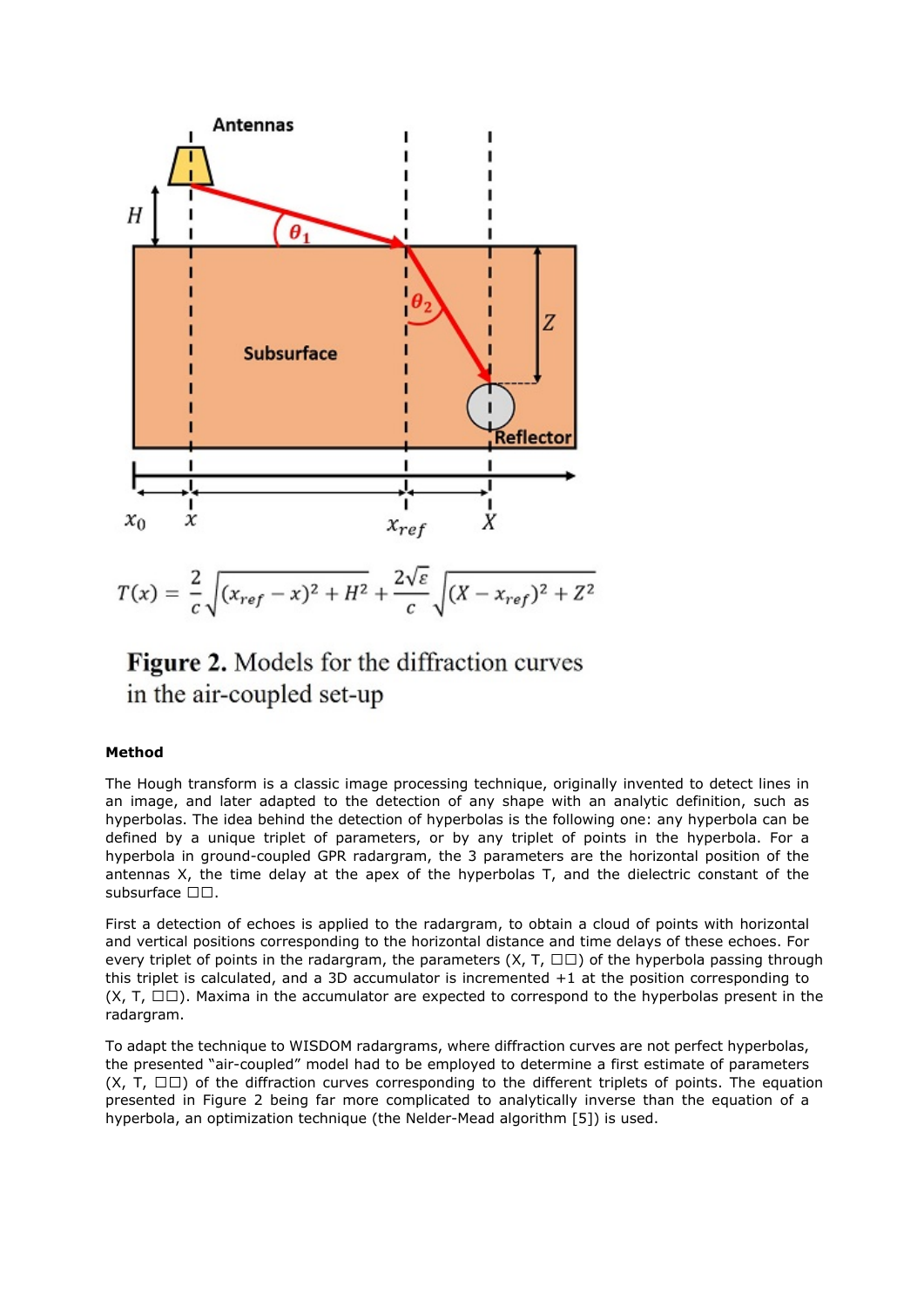$$T(x) = \frac{2}{c}\sqrt{(x_{ref} - x)^2 + H^2} + \frac{2\sqrt{\varepsilon}}{c}\sqrt{(X - x_{ref})^2 + Z^2}$$

**Figure 2.** Models for the diffraction curves in the air-coupled set-up

**Method**

The Hough transform is a classic image processing technique, originally invented to detect lines in an image, and later adapted to the detection of any shape with an analytic definition, such as hyperbolas. The idea behind the detection of hyperbolas is the following one: any hyperbola can be defined by a unique triplet of parameters, or by any triplet of points in the hyperbola. For a hyperbola in ground-coupled GPR radargram, the 3 parameters are the horizontal position of the antennas X, the time delay at the apex of the hyperbolas T, and the dielectric constant of the subsurface □□.

First a detection of echoes is applied to the radargram, to obtain a cloud of points with horizontal and vertical positions corresponding to the horizontal distance and time delays of these echoes. For every triplet of points in the radargram, the parameters (X, T, □□) of the hyperbola passing through this triplet is calculated, and a 3D accumulator is incremented +1 at the position corresponding to (X, T, □□). Maxima in the accumulator are expected to correspond to the hyperbolas present in the radargram.

To adapt the technique to WISDOM radargrams, where diffraction curves are not perfect hyperbolas, the presented "air-coupled" model had to be employed to determine a first estimate of parameters (X, T, □□) of the diffraction curves corresponding to the different triplets of points. The equation presented in Figure 2 being far more complicated to analytically inverse than the equation of a hyperbola, an optimization technique (the Nelder-Mead algorithm [5]) is used.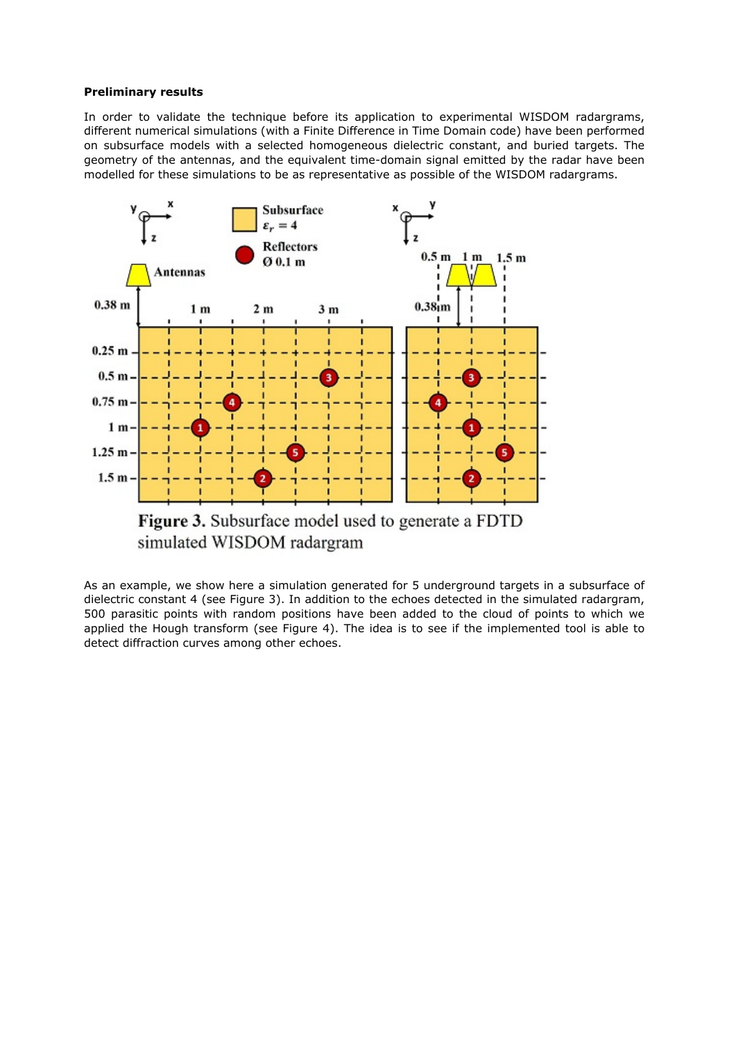**Preliminary results**

In order to validate the technique before its application to experimental WISDOM radargrams, different numerical simulations (with a Finite Difference in Time Domain code) have been performed on subsurface models with a selected homogeneous dielectric constant, and buried targets. The geometry of the antennas, and the equivalent time-domain signal emitted by the radar have been modelled for these simulations to be as representative as possible of the WISDOM radargrams.

**Figure 3.** Subsurface model used to generate a FDTD simulated WISDOM radargram

As an example, we show here a simulation generated for 5 underground targets in a subsurface of dielectric constant 4 (see Figure 3). In addition to the echoes detected in the simulated radargram, 500 parasitic points with random positions have been added to the cloud of points to which we applied the Hough transform (see Figure 4). The idea is to see if the implemented tool is able to detect diffraction curves among other echoes.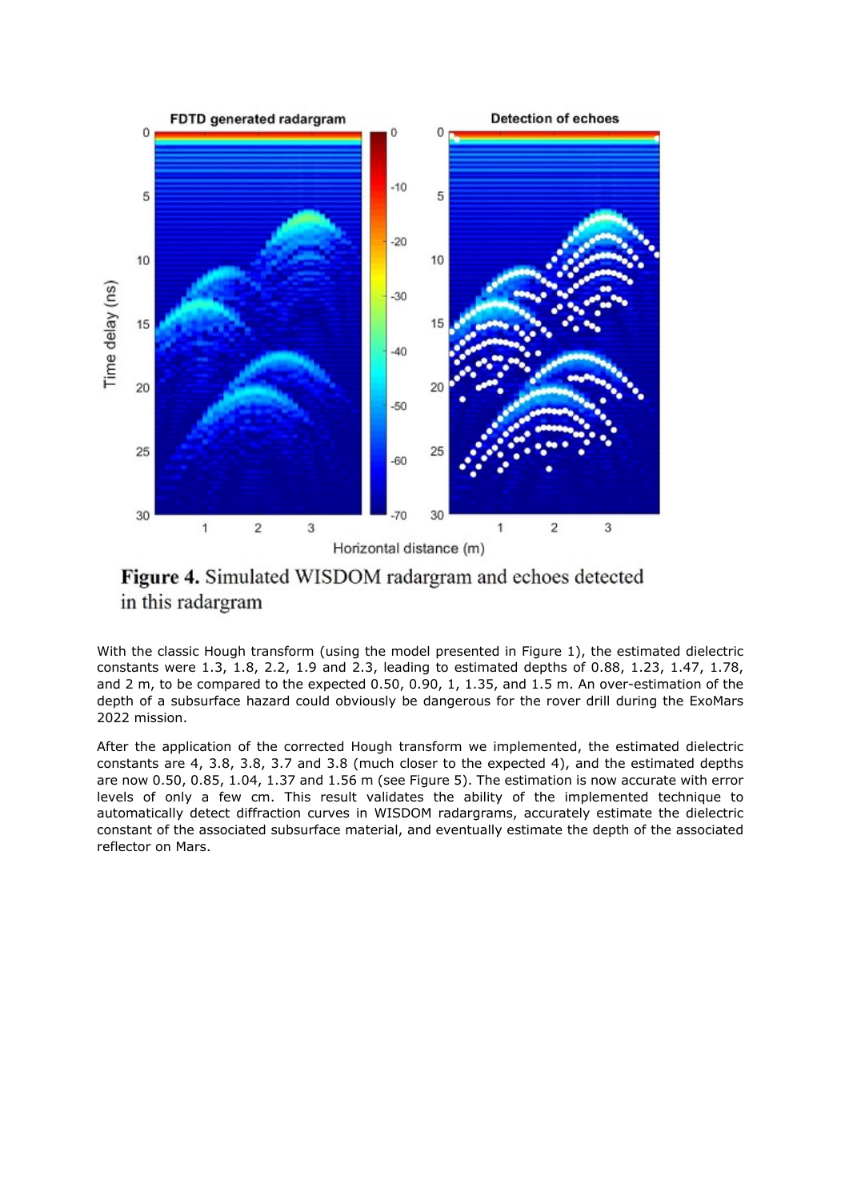**Figure 4.** Simulated WISDOM radargram and echoes detected in this radargram

With the classic Hough transform (using the model presented in Figure 1), the estimated dielectric constants were 1.3, 1.8, 2.2, 1.9 and 2.3, leading to estimated depths of 0.88, 1.23, 1.47, 1.78, and 2 m, to be compared to the expected 0.50, 0.90, 1, 1.35, and 1.5 m. An over-estimation of the depth of a subsurface hazard could obviously be dangerous for the rover drill during the ExoMars 2022 mission.

After the application of the corrected Hough transform we implemented, the estimated dielectric constants are 4, 3.8, 3.8, 3.7 and 3.8 (much closer to the expected 4), and the estimated depths are now 0.50, 0.85, 1.04, 1.37 and 1.56 m (see Figure 5). The estimation is now accurate with error levels of only a few cm. This result validates the ability of the implemented technique to automatically detect diffraction curves in WISDOM radargrams, accurately estimate the dielectric constant of the associated subsurface material, and eventually estimate the depth of the associated reflector on Mars.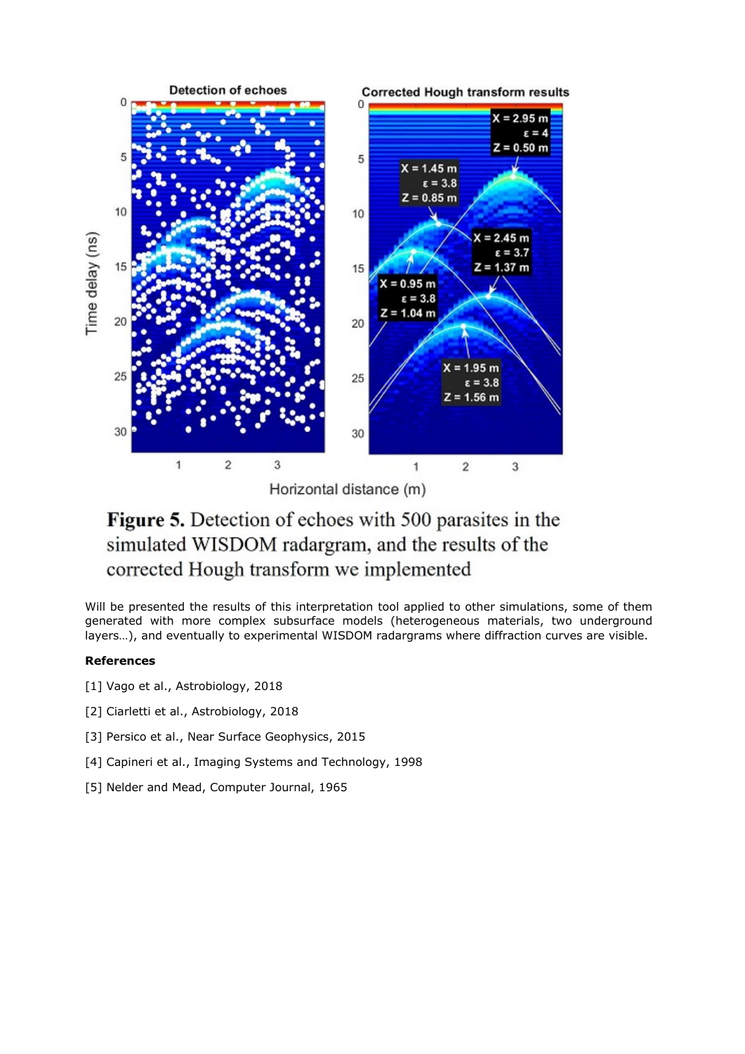Detection of echoes

Corrected Hough transform results

Time delay (ns)

0
5
10
15
20
25
30

1 2 3

X = 2.95 m
ε = 4
Z = 0.50 m

X = 1.45 m
ε = 3.8
Z = 0.85 m

X = 2.45 m
ε = 3.7
Z = 1.37 m

X = 0.95 m
ε = 3.8
Z = 1.04 m

X = 1.95 m
ε = 3.8
Z = 1.56 m

Horizontal distance (m)

**Figure 5.** Detection of echoes with 500 parasites in the simulated WISDOM radargram, and the results of the corrected Hough transform we implemented

Will be presented the results of this interpretation tool applied to other simulations, some of them generated with more complex subsurface models (heterogeneous materials, two underground layers…), and eventually to experimental WISDOM radargrams where diffraction curves are visible.

**References**

[1] Vago et al., Astrobiology, 2018

[2] Ciarletti et al., Astrobiology, 2018

[3] Persico et al., Near Surface Geophysics, 2015

[4] Capineri et al., Imaging Systems and Technology, 1998

[5] Nelder and Mead, Computer Journal, 1965